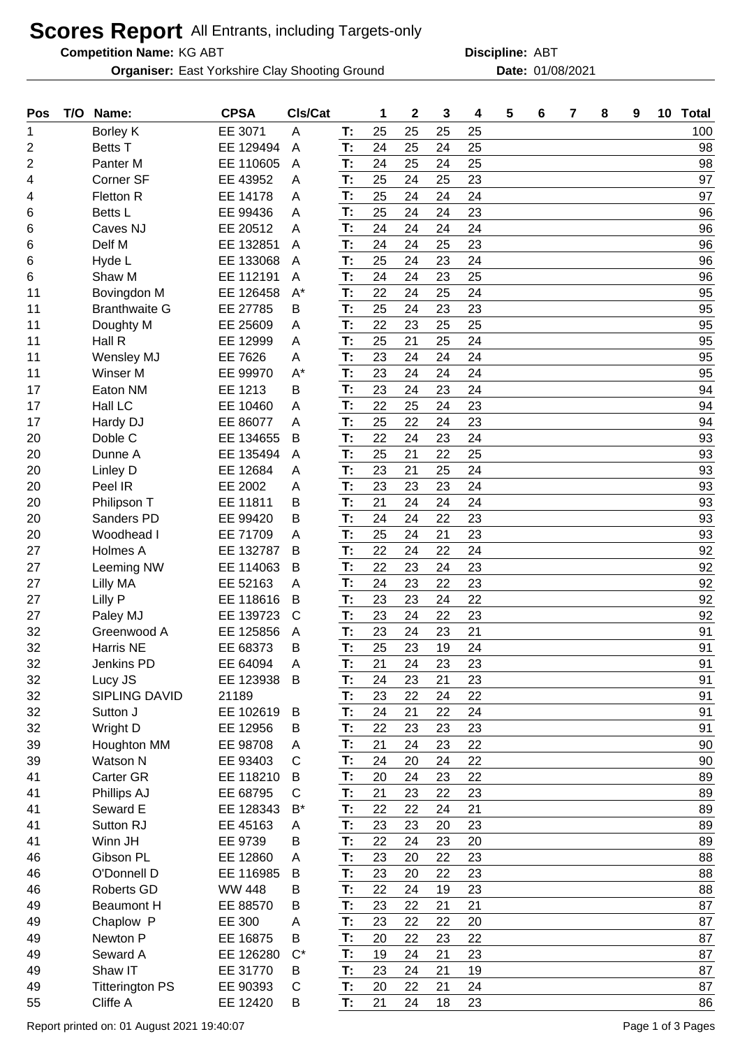# Scores Report All Entrants, including Targets-only

**Competition Name:** KG ABT  **Discipline:** ABT

**Organiser:** East Yorkshire Clay Shooting Ground  **Date:** 01/08/2021

| Pos | T/O | Name: | CPSA | Cls/Cat | | 1 | 2 | 3 | 4 | 5 | 6 | 7 | 8 | 9 | 10 | Total |
|---|---|---|---|---|---|---|---|---|---|---|---|---|---|---|---|---|
| 1 | | Borley K | EE 3071 | A | T: | 25 | 25 | 25 | 25 | | | | | | | 100 |
| 2 | | Betts T | EE 129494 | A | T: | 24 | 25 | 24 | 25 | | | | | | | 98 |
| 2 | | Panter M | EE 110605 | A | T: | 24 | 25 | 24 | 25 | | | | | | | 98 |
| 4 | | Corner SF | EE 43952 | A | T: | 25 | 24 | 25 | 23 | | | | | | | 97 |
| 4 | | Fletton R | EE 14178 | A | T: | 25 | 24 | 24 | 24 | | | | | | | 97 |
| 6 | | Betts L | EE 99436 | A | T: | 25 | 24 | 24 | 23 | | | | | | | 96 |
| 6 | | Caves NJ | EE 20512 | A | T: | 24 | 24 | 24 | 24 | | | | | | | 96 |
| 6 | | Delf M | EE 132851 | A | T: | 24 | 24 | 25 | 23 | | | | | | | 96 |
| 6 | | Hyde L | EE 133068 | A | T: | 25 | 24 | 23 | 24 | | | | | | | 96 |
| 6 | | Shaw M | EE 112191 | A | T: | 24 | 24 | 23 | 25 | | | | | | | 96 |
| 11 | | Bovingdon M | EE 126458 | A* | T: | 22 | 24 | 25 | 24 | | | | | | | 95 |
| 11 | | Branthwaite G | EE 27785 | B | T: | 25 | 24 | 23 | 23 | | | | | | | 95 |
| 11 | | Doughty M | EE 25609 | A | T: | 22 | 23 | 25 | 25 | | | | | | | 95 |
| 11 | | Hall R | EE 12999 | A | T: | 25 | 21 | 25 | 24 | | | | | | | 95 |
| 11 | | Wensley MJ | EE 7626 | A | T: | 23 | 24 | 24 | 24 | | | | | | | 95 |
| 11 | | Winser M | EE 99970 | A* | T: | 23 | 24 | 24 | 24 | | | | | | | 95 |
| 17 | | Eaton NM | EE 1213 | B | T: | 23 | 24 | 23 | 24 | | | | | | | 94 |
| 17 | | Hall LC | EE 10460 | A | T: | 22 | 25 | 24 | 23 | | | | | | | 94 |
| 17 | | Hardy DJ | EE 86077 | A | T: | 25 | 22 | 24 | 23 | | | | | | | 94 |
| 20 | | Doble C | EE 134655 | B | T: | 22 | 24 | 23 | 24 | | | | | | | 93 |
| 20 | | Dunne A | EE 135494 | A | T: | 25 | 21 | 22 | 25 | | | | | | | 93 |
| 20 | | Linley D | EE 12684 | A | T: | 23 | 21 | 25 | 24 | | | | | | | 93 |
| 20 | | Peel IR | EE 2002 | A | T: | 23 | 23 | 23 | 24 | | | | | | | 93 |
| 20 | | Philipson T | EE 11811 | B | T: | 21 | 24 | 24 | 24 | | | | | | | 93 |
| 20 | | Sanders PD | EE 99420 | B | T: | 24 | 24 | 22 | 23 | | | | | | | 93 |
| 20 | | Woodhead I | EE 71709 | A | T: | 25 | 24 | 21 | 23 | | | | | | | 93 |
| 27 | | Holmes A | EE 132787 | B | T: | 22 | 24 | 22 | 24 | | | | | | | 92 |
| 27 | | Leeming NW | EE 114063 | B | T: | 22 | 23 | 24 | 23 | | | | | | | 92 |
| 27 | | Lilly MA | EE 52163 | A | T: | 24 | 23 | 22 | 23 | | | | | | | 92 |
| 27 | | Lilly P | EE 118616 | B | T: | 23 | 23 | 24 | 22 | | | | | | | 92 |
| 27 | | Paley MJ | EE 139723 | C | T: | 23 | 24 | 22 | 23 | | | | | | | 92 |
| 32 | | Greenwood A | EE 125856 | A | T: | 23 | 24 | 23 | 21 | | | | | | | 91 |
| 32 | | Harris NE | EE 68373 | B | T: | 25 | 23 | 19 | 24 | | | | | | | 91 |
| 32 | | Jenkins PD | EE 64094 | A | T: | 21 | 24 | 23 | 23 | | | | | | | 91 |
| 32 | | Lucy JS | EE 123938 | B | T: | 24 | 23 | 21 | 23 | | | | | | | 91 |
| 32 | | SIPLING DAVID | 21189 | | T: | 23 | 22 | 24 | 22 | | | | | | | 91 |
| 32 | | Sutton J | EE 102619 | B | T: | 24 | 21 | 22 | 24 | | | | | | | 91 |
| 32 | | Wright D | EE 12956 | B | T: | 22 | 23 | 23 | 23 | | | | | | | 91 |
| 39 | | Houghton MM | EE 98708 | A | T: | 21 | 24 | 23 | 22 | | | | | | | 90 |
| 39 | | Watson N | EE 93403 | C | T: | 24 | 20 | 24 | 22 | | | | | | | 90 |
| 41 | | Carter GR | EE 118210 | B | T: | 20 | 24 | 23 | 22 | | | | | | | 89 |
| 41 | | Phillips AJ | EE 68795 | C | T: | 21 | 23 | 22 | 23 | | | | | | | 89 |
| 41 | | Seward E | EE 128343 | B* | T: | 22 | 22 | 24 | 21 | | | | | | | 89 |
| 41 | | Sutton RJ | EE 45163 | A | T: | 23 | 23 | 20 | 23 | | | | | | | 89 |
| 41 | | Winn JH | EE 9739 | B | T: | 22 | 24 | 23 | 20 | | | | | | | 89 |
| 46 | | Gibson PL | EE 12860 | A | T: | 23 | 20 | 22 | 23 | | | | | | | 88 |
| 46 | | O'Donnell D | EE 116985 | B | T: | 23 | 20 | 22 | 23 | | | | | | | 88 |
| 46 | | Roberts GD | WW 448 | B | T: | 22 | 24 | 19 | 23 | | | | | | | 88 |
| 49 | | Beaumont H | EE 88570 | B | T: | 23 | 22 | 21 | 21 | | | | | | | 87 |
| 49 | | Chaplow P | EE 300 | A | T: | 23 | 22 | 22 | 20 | | | | | | | 87 |
| 49 | | Newton P | EE 16875 | B | T: | 20 | 22 | 23 | 22 | | | | | | | 87 |
| 49 | | Seward A | EE 126280 | C* | T: | 19 | 24 | 21 | 23 | | | | | | | 87 |
| 49 | | Shaw IT | EE 31770 | B | T: | 23 | 24 | 21 | 19 | | | | | | | 87 |
| 49 | | Titterington PS | EE 90393 | C | T: | 20 | 22 | 21 | 24 | | | | | | | 87 |
| 55 | | Cliffe A | EE 12420 | B | T: | 21 | 24 | 18 | 23 | | | | | | | 86 |

Report printed on: 01 August 2021 19:40:07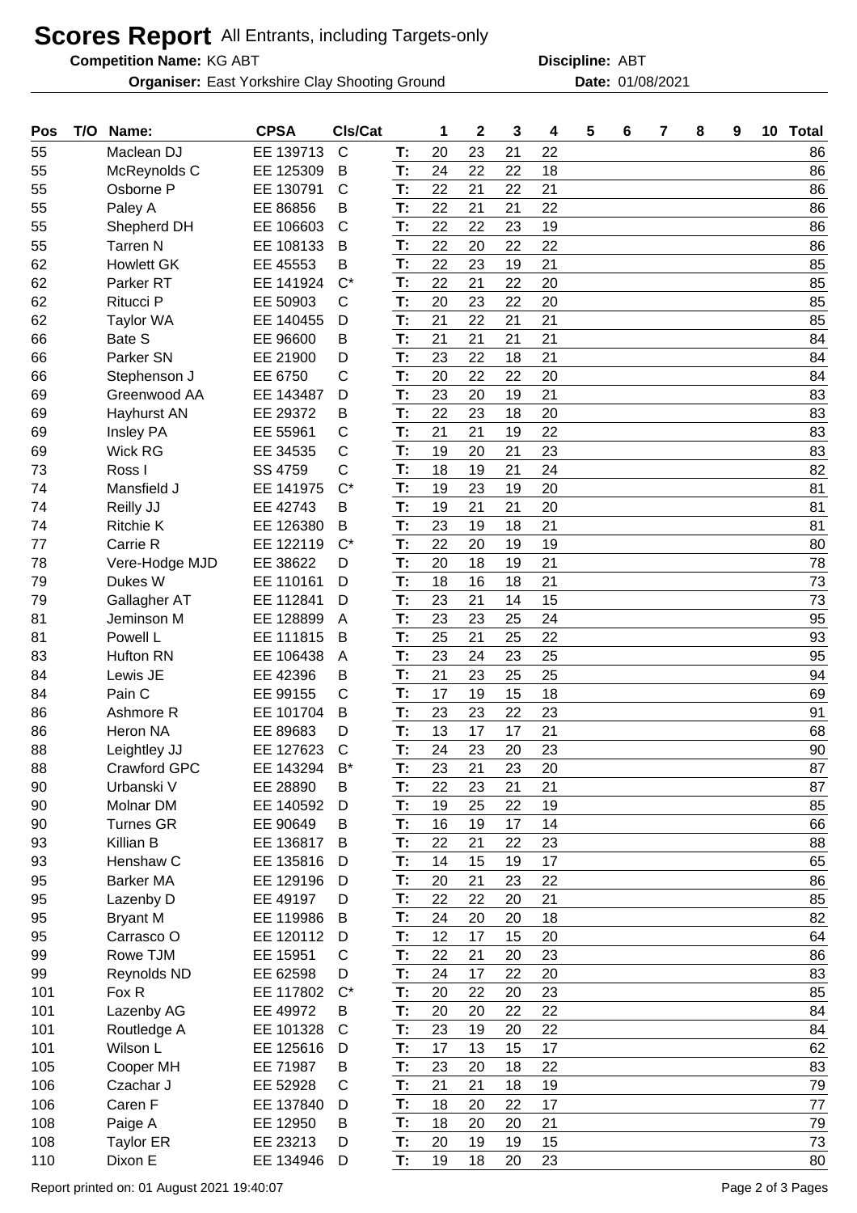# Scores Report All Entrants, including Targets-only

**Competition Name:** KG ABT **Discipline:** ABT

**Organiser:** East Yorkshire Clay Shooting Ground **Date:** 01/08/2021

| Pos | T/O | Name: | CPSA | Cls/Cat | | 1 | 2 | 3 | 4 | 5 | 6 | 7 | 8 | 9 | 10 | Total |
|---|---|---|---|---|---|---|---|---|---|---|---|---|---|---|---|---|
| 55 | | Maclean DJ | EE 139713 | C | T: | 20 | 23 | 21 | 22 | | | | | | | 86 |
| 55 | | McReynolds C | EE 125309 | B | T: | 24 | 22 | 22 | 18 | | | | | | | 86 |
| 55 | | Osborne P | EE 130791 | C | T: | 22 | 21 | 22 | 21 | | | | | | | 86 |
| 55 | | Paley A | EE 86856 | B | T: | 22 | 21 | 21 | 22 | | | | | | | 86 |
| 55 | | Shepherd DH | EE 106603 | C | T: | 22 | 22 | 23 | 19 | | | | | | | 86 |
| 55 | | Tarren N | EE 108133 | B | T: | 22 | 20 | 22 | 22 | | | | | | | 86 |
| 62 | | Howlett GK | EE 45553 | B | T: | 22 | 23 | 19 | 21 | | | | | | | 85 |
| 62 | | Parker RT | EE 141924 | C* | T: | 22 | 21 | 22 | 20 | | | | | | | 85 |
| 62 | | Ritucci P | EE 50903 | C | T: | 20 | 23 | 22 | 20 | | | | | | | 85 |
| 62 | | Taylor WA | EE 140455 | D | T: | 21 | 22 | 21 | 21 | | | | | | | 85 |
| 66 | | Bate S | EE 96600 | B | T: | 21 | 21 | 21 | 21 | | | | | | | 84 |
| 66 | | Parker SN | EE 21900 | D | T: | 23 | 22 | 18 | 21 | | | | | | | 84 |
| 66 | | Stephenson J | EE 6750 | C | T: | 20 | 22 | 22 | 20 | | | | | | | 84 |
| 69 | | Greenwood AA | EE 143487 | D | T: | 23 | 20 | 19 | 21 | | | | | | | 83 |
| 69 | | Hayhurst AN | EE 29372 | B | T: | 22 | 23 | 18 | 20 | | | | | | | 83 |
| 69 | | Insley PA | EE 55961 | C | T: | 21 | 21 | 19 | 22 | | | | | | | 83 |
| 69 | | Wick RG | EE 34535 | C | T: | 19 | 20 | 21 | 23 | | | | | | | 83 |
| 73 | | Ross I | SS 4759 | C | T: | 18 | 19 | 21 | 24 | | | | | | | 82 |
| 74 | | Mansfield J | EE 141975 | C* | T: | 19 | 23 | 19 | 20 | | | | | | | 81 |
| 74 | | Reilly JJ | EE 42743 | B | T: | 19 | 21 | 21 | 20 | | | | | | | 81 |
| 74 | | Ritchie K | EE 126380 | B | T: | 23 | 19 | 18 | 21 | | | | | | | 81 |
| 77 | | Carrie R | EE 122119 | C* | T: | 22 | 20 | 19 | 19 | | | | | | | 80 |
| 78 | | Vere-Hodge MJD | EE 38622 | D | T: | 20 | 18 | 19 | 21 | | | | | | | 78 |
| 79 | | Dukes W | EE 110161 | D | T: | 18 | 16 | 18 | 21 | | | | | | | 73 |
| 79 | | Gallagher AT | EE 112841 | D | T: | 23 | 21 | 14 | 15 | | | | | | | 73 |
| 81 | | Jeminson M | EE 128899 | A | T: | 23 | 23 | 25 | 24 | | | | | | | 95 |
| 81 | | Powell L | EE 111815 | B | T: | 25 | 21 | 25 | 22 | | | | | | | 93 |
| 83 | | Hufton RN | EE 106438 | A | T: | 23 | 24 | 23 | 25 | | | | | | | 95 |
| 84 | | Lewis JE | EE 42396 | B | T: | 21 | 23 | 25 | 25 | | | | | | | 94 |
| 84 | | Pain C | EE 99155 | C | T: | 17 | 19 | 15 | 18 | | | | | | | 69 |
| 86 | | Ashmore R | EE 101704 | B | T: | 23 | 23 | 22 | 23 | | | | | | | 91 |
| 86 | | Heron NA | EE 89683 | D | T: | 13 | 17 | 17 | 21 | | | | | | | 68 |
| 88 | | Leightley JJ | EE 127623 | C | T: | 24 | 23 | 20 | 23 | | | | | | | 90 |
| 88 | | Crawford GPC | EE 143294 | B* | T: | 23 | 21 | 23 | 20 | | | | | | | 87 |
| 90 | | Urbanski V | EE 28890 | B | T: | 22 | 23 | 21 | 21 | | | | | | | 87 |
| 90 | | Molnar DM | EE 140592 | D | T: | 19 | 25 | 22 | 19 | | | | | | | 85 |
| 90 | | Turnes GR | EE 90649 | B | T: | 16 | 19 | 17 | 14 | | | | | | | 66 |
| 93 | | Killian B | EE 136817 | B | T: | 22 | 21 | 22 | 23 | | | | | | | 88 |
| 93 | | Henshaw C | EE 135816 | D | T: | 14 | 15 | 19 | 17 | | | | | | | 65 |
| 95 | | Barker MA | EE 129196 | D | T: | 20 | 21 | 23 | 22 | | | | | | | 86 |
| 95 | | Lazenby D | EE 49197 | D | T: | 22 | 22 | 20 | 21 | | | | | | | 85 |
| 95 | | Bryant M | EE 119986 | B | T: | 24 | 20 | 20 | 18 | | | | | | | 82 |
| 95 | | Carrasco O | EE 120112 | D | T: | 12 | 17 | 15 | 20 | | | | | | | 64 |
| 99 | | Rowe TJM | EE 15951 | C | T: | 22 | 21 | 20 | 23 | | | | | | | 86 |
| 99 | | Reynolds ND | EE 62598 | D | T: | 24 | 17 | 22 | 20 | | | | | | | 83 |
| 101 | | Fox R | EE 117802 | C* | T: | 20 | 22 | 20 | 23 | | | | | | | 85 |
| 101 | | Lazenby AG | EE 49972 | B | T: | 20 | 20 | 22 | 22 | | | | | | | 84 |
| 101 | | Routledge A | EE 101328 | C | T: | 23 | 19 | 20 | 22 | | | | | | | 84 |
| 101 | | Wilson L | EE 125616 | D | T: | 17 | 13 | 15 | 17 | | | | | | | 62 |
| 105 | | Cooper MH | EE 71987 | B | T: | 23 | 20 | 18 | 22 | | | | | | | 83 |
| 106 | | Czachar J | EE 52928 | C | T: | 21 | 21 | 18 | 19 | | | | | | | 79 |
| 106 | | Caren F | EE 137840 | D | T: | 18 | 20 | 22 | 17 | | | | | | | 77 |
| 108 | | Paige A | EE 12950 | B | T: | 18 | 20 | 20 | 21 | | | | | | | 79 |
| 108 | | Taylor ER | EE 23213 | D | T: | 20 | 19 | 19 | 15 | | | | | | | 73 |
| 110 | | Dixon E | EE 134946 | D | T: | 19 | 18 | 20 | 23 | | | | | | | 80 |

Report printed on: 01 August 2021 19:40:07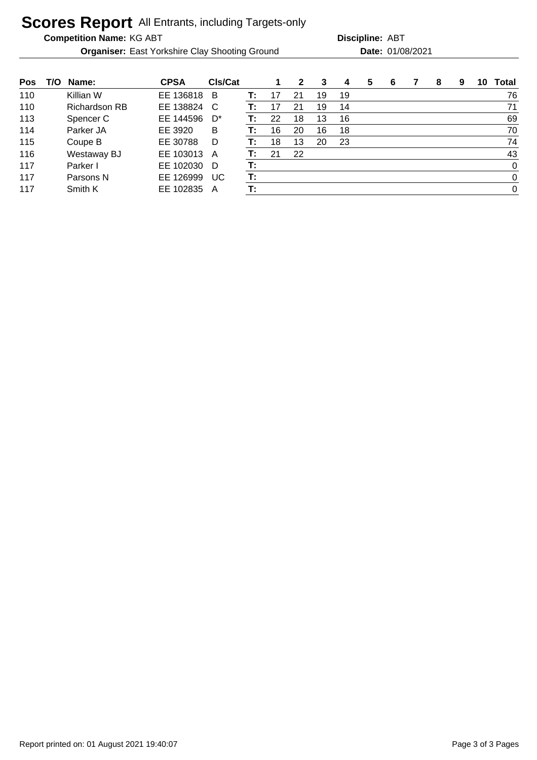# Scores Report All Entrants, including Targets-only

**Competition Name:** KG ABT

**Discipline:** ABT

**Organiser:** East Yorkshire Clay Shooting Ground

**Date:** 01/08/2021

| Pos | T/O | Name: | CPSA | Cls/Cat | | 1 | 2 | 3 | 4 | 5 | 6 | 7 | 8 | 9 | 10 | Total |
|---|---|---|---|---|---|---|---|---|---|---|---|---|---|---|---|---|
| 110 | | Killian W | EE 136818 | B | T: | 17 | 21 | 19 | 19 | | | | | | | 76 |
| 110 | | Richardson RB | EE 138824 | C | T: | 17 | 21 | 19 | 14 | | | | | | | 71 |
| 113 | | Spencer C | EE 144596 | D* | T: | 22 | 18 | 13 | 16 | | | | | | | 69 |
| 114 | | Parker JA | EE 3920 | B | T: | 16 | 20 | 16 | 18 | | | | | | | 70 |
| 115 | | Coupe B | EE 30788 | D | T: | 18 | 13 | 20 | 23 | | | | | | | 74 |
| 116 | | Westaway BJ | EE 103013 | A | T: | 21 | 22 | | | | | | | | | 43 |
| 117 | | Parker I | EE 102030 | D | T: | | | | | | | | | | | 0 |
| 117 | | Parsons N | EE 126999 | UC | T: | | | | | | | | | | | 0 |
| 117 | | Smith K | EE 102835 | A | T: | | | | | | | | | | | 0 |

Report printed on: 01 August 2021 19:40:07